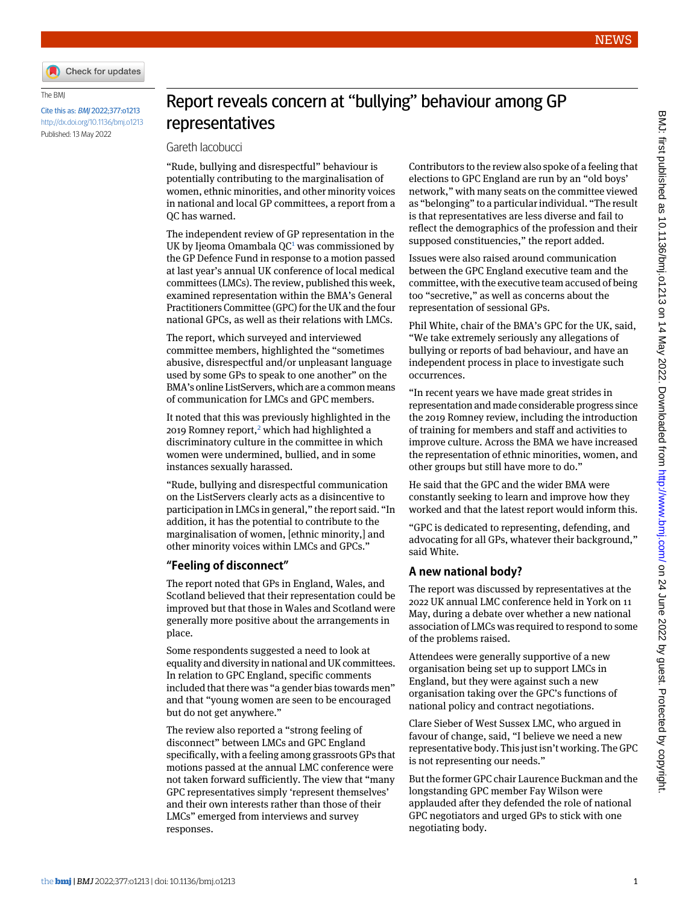NEWS

The BMJ

Cite this as: *BMJ* 2022;377:o1213

http://dx.doi.org/10.1136/bmj.o1213

Published: 13 May 2022

# Report reveals concern at "bullying" behaviour among GP representatives

Gareth Iacobucci

"Rude, bullying and disrespectful" behaviour is potentially contributing to the marginalisation of women, ethnic minorities, and other minority voices in national and local GP committees, a report from a QC has warned.

The independent review of GP representation in the UK by Ijeoma Omambala QC[1] was commissioned by the GP Defence Fund in response to a motion passed at last year's annual UK conference of local medical committees (LMCs). The review, published this week, examined representation within the BMA's General Practitioners Committee (GPC) for the UK and the four national GPCs, as well as their relations with LMCs.

The report, which surveyed and interviewed committee members, highlighted the "sometimes abusive, disrespectful and/or unpleasant language used by some GPs to speak to one another" on the BMA's online ListServers, which are a common means of communication for LMCs and GPC members.

It noted that this was previously highlighted in the 2019 Romney report,[2] which had highlighted a discriminatory culture in the committee in which women were undermined, bullied, and in some instances sexually harassed.

"Rude, bullying and disrespectful communication on the ListServers clearly acts as a disincentive to participation in LMCs in general," the report said. "In addition, it has the potential to contribute to the marginalisation of women, [ethnic minority,] and other minority voices within LMCs and GPCs."

## "Feeling of disconnect"

The report noted that GPs in England, Wales, and Scotland believed that their representation could be improved but that those in Wales and Scotland were generally more positive about the arrangements in place.

Some respondents suggested a need to look at equality and diversity in national and UK committees. In relation to GPC England, specific comments included that there was "a gender bias towards men" and that "young women are seen to be encouraged but do not get anywhere."

The review also reported a "strong feeling of disconnect" between LMCs and GPC England specifically, with a feeling among grassroots GPs that motions passed at the annual LMC conference were not taken forward sufficiently. The view that "many GPC representatives simply 'represent themselves' and their own interests rather than those of their LMCs" emerged from interviews and survey responses.

Contributors to the review also spoke of a feeling that elections to GPC England are run by an "old boys' network," with many seats on the committee viewed as "belonging" to a particular individual. "The result is that representatives are less diverse and fail to reflect the demographics of the profession and their supposed constituencies," the report added.

Issues were also raised around communication between the GPC England executive team and the committee, with the executive team accused of being too "secretive," as well as concerns about the representation of sessional GPs.

Phil White, chair of the BMA's GPC for the UK, said, "We take extremely seriously any allegations of bullying or reports of bad behaviour, and have an independent process in place to investigate such occurrences.

"In recent years we have made great strides in representation and made considerable progress since the 2019 Romney review, including the introduction of training for members and staff and activities to improve culture. Across the BMA we have increased the representation of ethnic minorities, women, and other groups but still have more to do."

He said that the GPC and the wider BMA were constantly seeking to learn and improve how they worked and that the latest report would inform this.

"GPC is dedicated to representing, defending, and advocating for all GPs, whatever their background," said White.

## A new national body?

The report was discussed by representatives at the 2022 UK annual LMC conference held in York on 11 May, during a debate over whether a new national association of LMCs was required to respond to some of the problems raised.

Attendees were generally supportive of a new organisation being set up to support LMCs in England, but they were against such a new organisation taking over the GPC's functions of national policy and contract negotiations.

Clare Sieber of West Sussex LMC, who argued in favour of change, said, "I believe we need a new representative body. This just isn't working. The GPC is not representing our needs."

But the former GPC chair Laurence Buckman and the longstanding GPC member Fay Wilson were applauded after they defended the role of national GPC negotiators and urged GPs to stick with one negotiating body.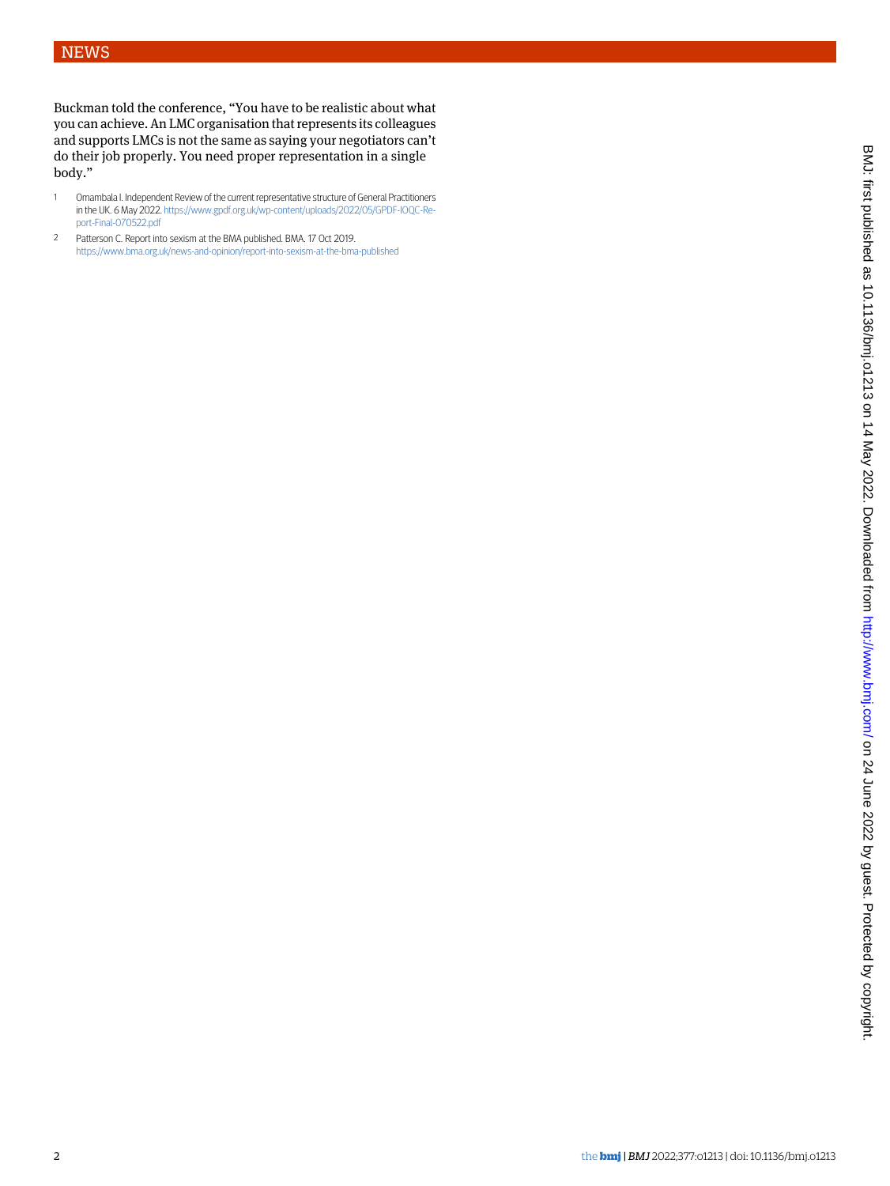Buckman told the conference, "You have to be realistic about what you can achieve. An LMC organisation that represents its colleagues and supports LMCs is not the same as saying your negotiators can't do their job properly. You need proper representation in a single body."

1. Omambala I. Independent Review of the current representative structure of General Practitioners in the UK. 6 May 2022. https://www.gpdf.org.uk/wp-content/uploads/2022/05/GPDF-IOQC-Report-Final-070522.pdf
2. Patterson C. Report into sexism at the BMA published. BMA. 17 Oct 2019. https://www.bma.org.uk/news-and-opinion/report-into-sexism-at-the-bma-published